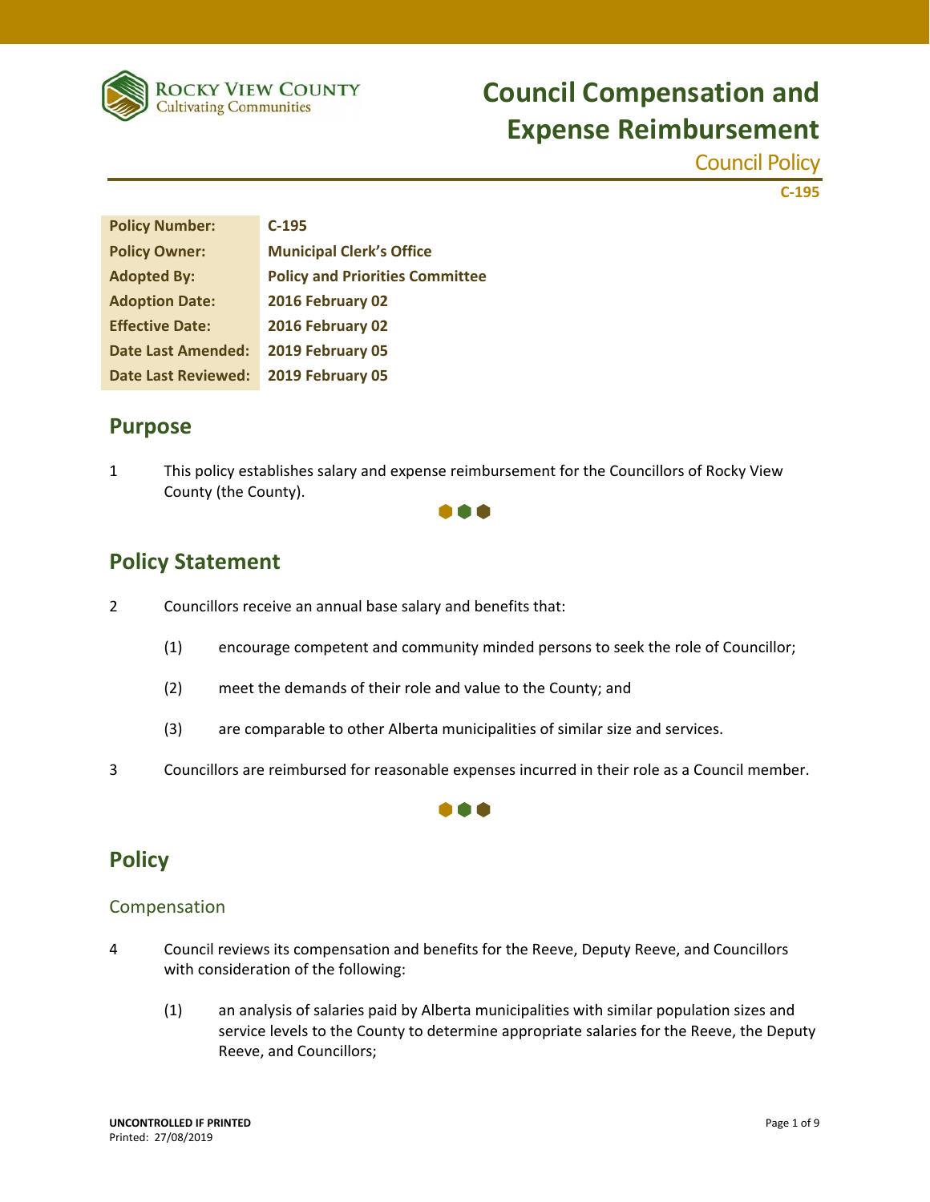# Council Compensation and Expense Reimbursement

Council Policy

C-195

| Policy Number: | C-195 |
|---|---|
| Policy Owner: | Municipal Clerk's Office |
| Adopted By: | Policy and Priorities Committee |
| Adoption Date: | 2016 February 02 |
| Effective Date: | 2016 February 02 |
| Date Last Amended: | 2019 February 05 |
| Date Last Reviewed: | 2019 February 05 |

## Purpose

1 This policy establishes salary and expense reimbursement for the Councillors of Rocky View County (the County).

## Policy Statement

2 Councillors receive an annual base salary and benefits that:

(1) encourage competent and community minded persons to seek the role of Councillor;

(2) meet the demands of their role and value to the County; and

(3) are comparable to other Alberta municipalities of similar size and services.

3 Councillors are reimbursed for reasonable expenses incurred in their role as a Council member.

## Policy

### Compensation

4 Council reviews its compensation and benefits for the Reeve, Deputy Reeve, and Councillors with consideration of the following:

(1) an analysis of salaries paid by Alberta municipalities with similar population sizes and service levels to the County to determine appropriate salaries for the Reeve, the Deputy Reeve, and Councillors;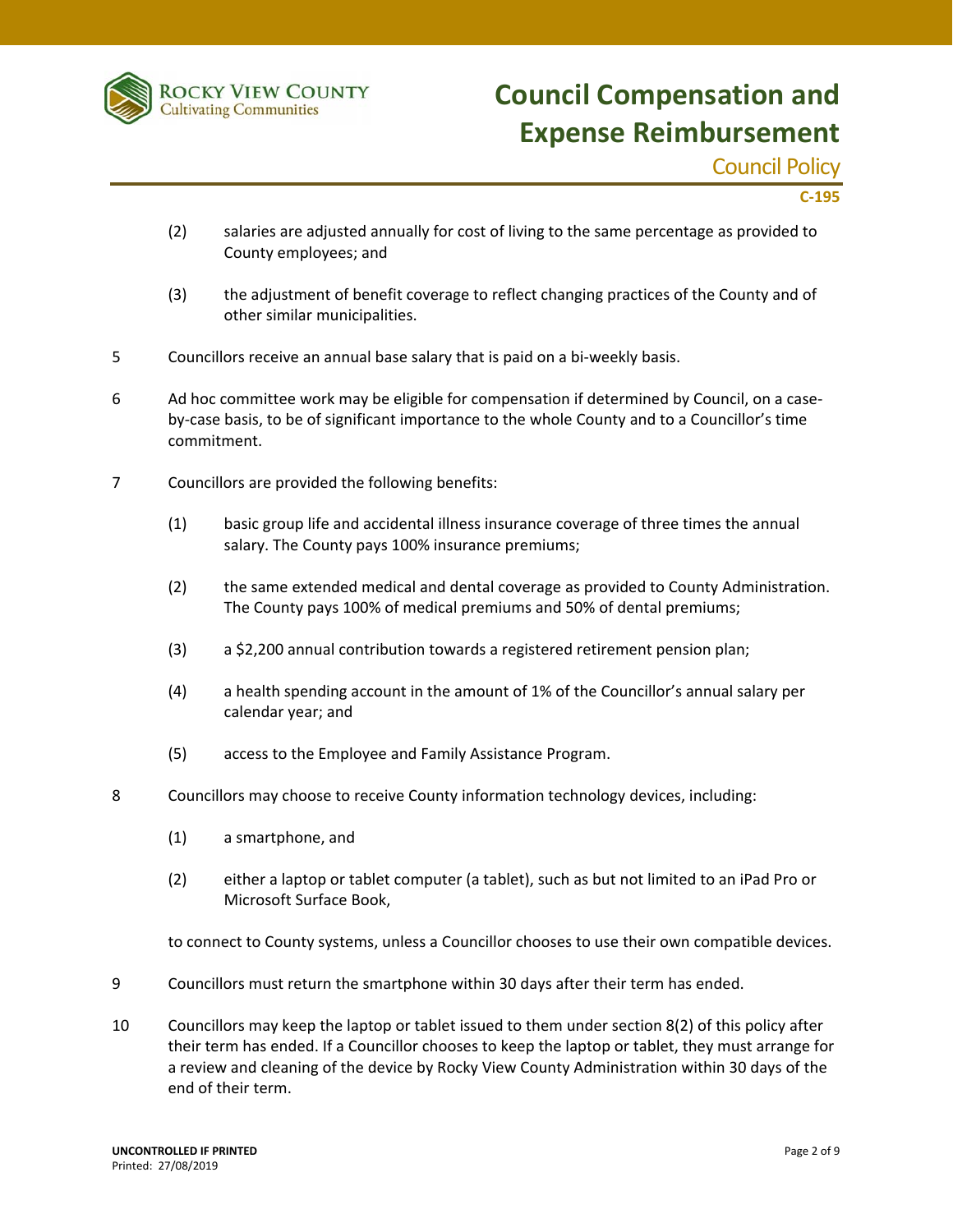(2) salaries are adjusted annually for cost of living to the same percentage as provided to County employees; and

(3) the adjustment of benefit coverage to reflect changing practices of the County and of other similar municipalities.

5 Councillors receive an annual base salary that is paid on a bi-weekly basis.

6 Ad hoc committee work may be eligible for compensation if determined by Council, on a case-by-case basis, to be of significant importance to the whole County and to a Councillor's time commitment.

7 Councillors are provided the following benefits:

(1) basic group life and accidental illness insurance coverage of three times the annual salary. The County pays 100% insurance premiums;

(2) the same extended medical and dental coverage as provided to County Administration. The County pays 100% of medical premiums and 50% of dental premiums;

(3) a $2,200 annual contribution towards a registered retirement pension plan;

(4) a health spending account in the amount of 1% of the Councillor's annual salary per calendar year; and

(5) access to the Employee and Family Assistance Program.

8 Councillors may choose to receive County information technology devices, including:

(1) a smartphone, and

(2) either a laptop or tablet computer (a tablet), such as but not limited to an iPad Pro or Microsoft Surface Book,

to connect to County systems, unless a Councillor chooses to use their own compatible devices.

9 Councillors must return the smartphone within 30 days after their term has ended.

10 Councillors may keep the laptop or tablet issued to them under section 8(2) of this policy after their term has ended. If a Councillor chooses to keep the laptop or tablet, they must arrange for a review and cleaning of the device by Rocky View County Administration within 30 days of the end of their term.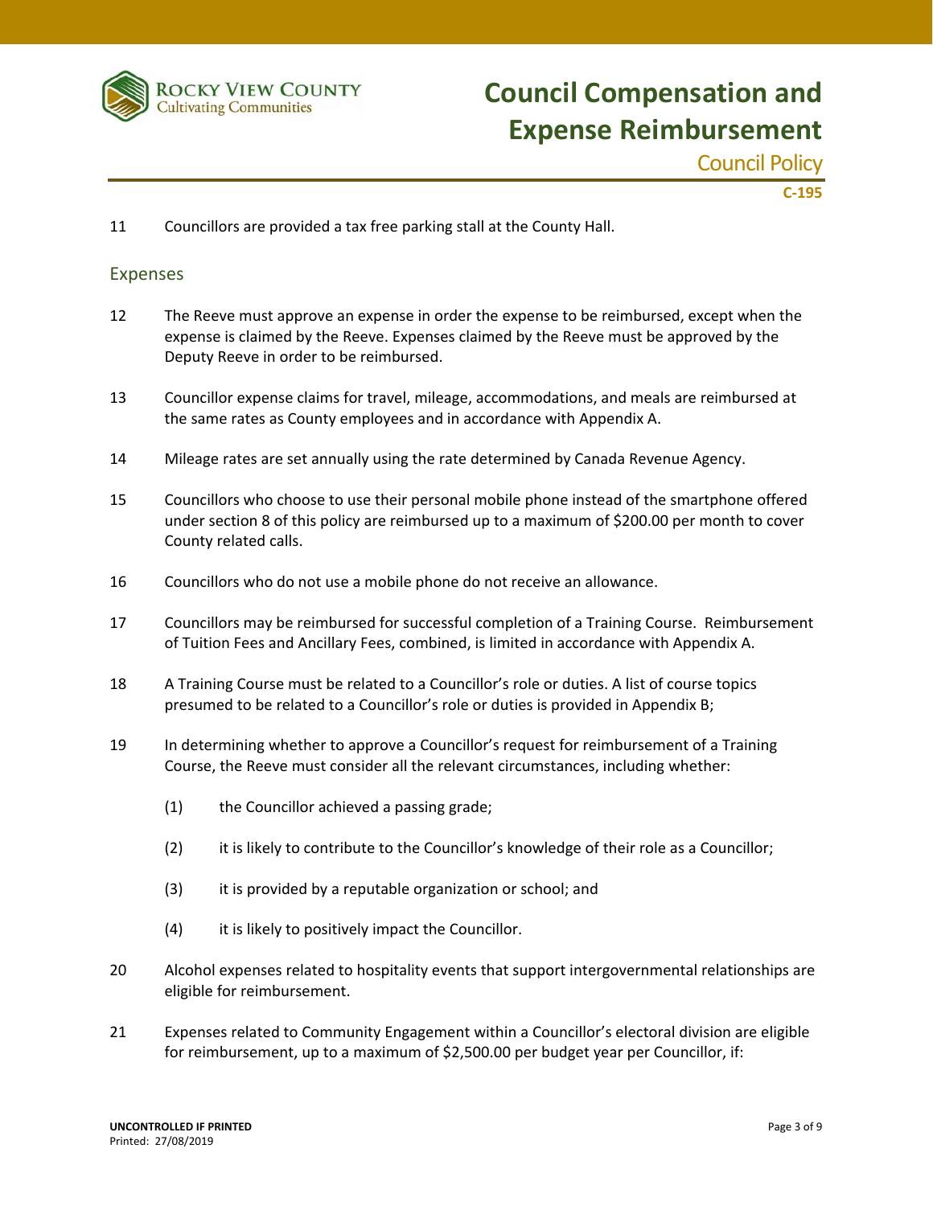11 Councillors are provided a tax free parking stall at the County Hall.

## Expenses

12 The Reeve must approve an expense in order the expense to be reimbursed, except when the expense is claimed by the Reeve. Expenses claimed by the Reeve must be approved by the Deputy Reeve in order to be reimbursed.

13 Councillor expense claims for travel, mileage, accommodations, and meals are reimbursed at the same rates as County employees and in accordance with Appendix A.

14 Mileage rates are set annually using the rate determined by Canada Revenue Agency.

15 Councillors who choose to use their personal mobile phone instead of the smartphone offered under section 8 of this policy are reimbursed up to a maximum of $200.00 per month to cover County related calls.

16 Councillors who do not use a mobile phone do not receive an allowance.

17 Councillors may be reimbursed for successful completion of a Training Course. Reimbursement of Tuition Fees and Ancillary Fees, combined, is limited in accordance with Appendix A.

18 A Training Course must be related to a Councillor's role or duties. A list of course topics presumed to be related to a Councillor's role or duties is provided in Appendix B;

19 In determining whether to approve a Councillor's request for reimbursement of a Training Course, the Reeve must consider all the relevant circumstances, including whether:

(1) the Councillor achieved a passing grade;

(2) it is likely to contribute to the Councillor's knowledge of their role as a Councillor;

(3) it is provided by a reputable organization or school; and

(4) it is likely to positively impact the Councillor.

20 Alcohol expenses related to hospitality events that support intergovernmental relationships are eligible for reimbursement.

21 Expenses related to Community Engagement within a Councillor's electoral division are eligible for reimbursement, up to a maximum of $2,500.00 per budget year per Councillor, if: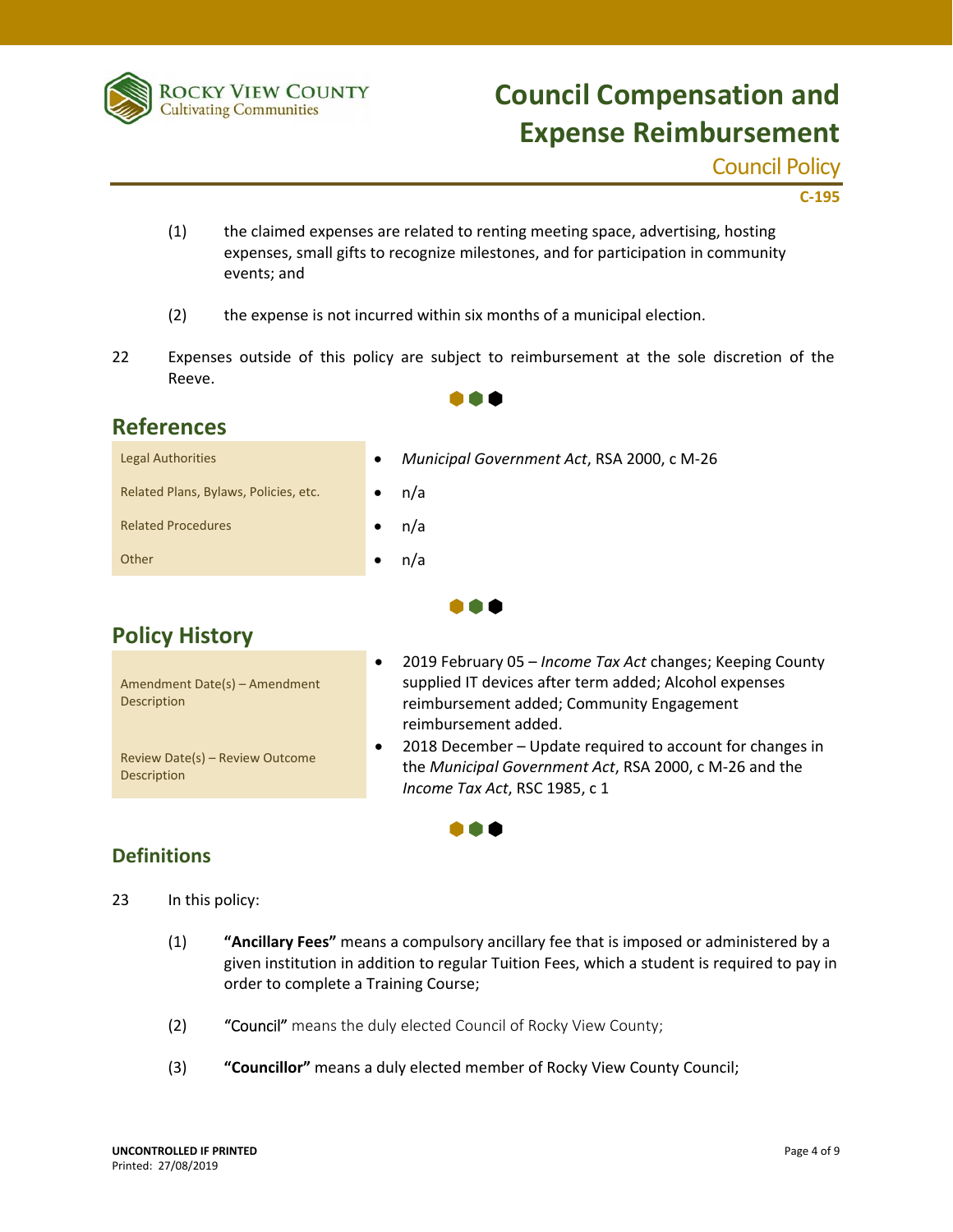(1) the claimed expenses are related to renting meeting space, advertising, hosting expenses, small gifts to recognize milestones, and for participation in community events; and

(2) the expense is not incurred within six months of a municipal election.

22 Expenses outside of this policy are subject to reimbursement at the sole discretion of the Reeve.

## References

| | |
|---|---|
| Legal Authorities | • *Municipal Government Act*, RSA 2000, c M-26 |
| Related Plans, Bylaws, Policies, etc. | • n/a |
| Related Procedures | • n/a |
| Other | • n/a |

## Policy History

| | |
|---|---|
| Amendment Date(s) – Amendment Description | • 2019 February 05 – *Income Tax Act* changes; Keeping County supplied IT devices after term added; Alcohol expenses reimbursement added; Community Engagement reimbursement added. |
| Review Date(s) – Review Outcome Description | • 2018 December – Update required to account for changes in the *Municipal Government Act*, RSA 2000, c M-26 and the *Income Tax Act*, RSC 1985, c 1 |

## Definitions

23 In this policy:

(1) **"Ancillary Fees"** means a compulsory ancillary fee that is imposed or administered by a given institution in addition to regular Tuition Fees, which a student is required to pay in order to complete a Training Course;

(2) "Council" means the duly elected Council of Rocky View County;

(3) **"Councillor"** means a duly elected member of Rocky View County Council;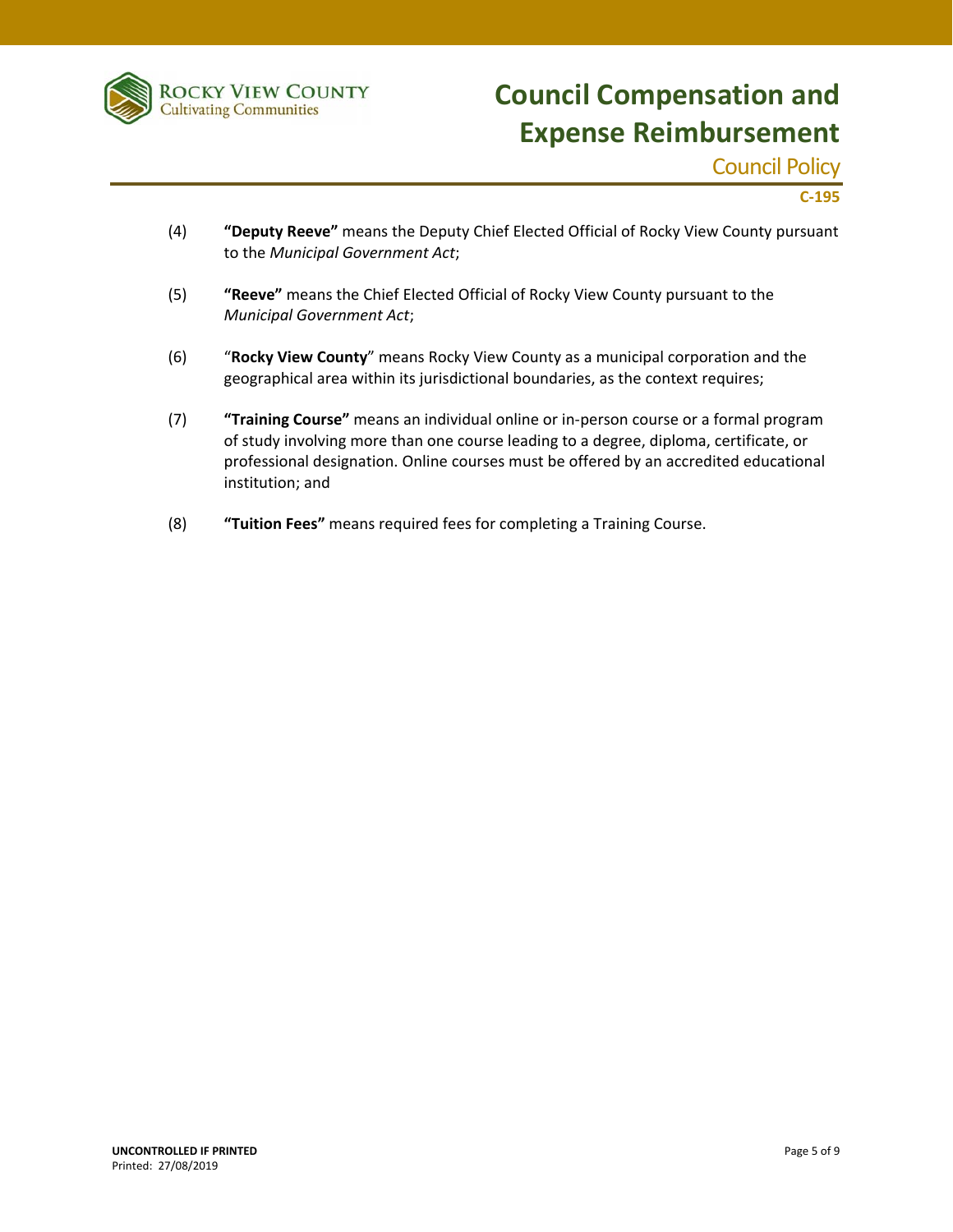(4) **"Deputy Reeve"** means the Deputy Chief Elected Official of Rocky View County pursuant to the *Municipal Government Act*;

(5) **"Reeve"** means the Chief Elected Official of Rocky View County pursuant to the *Municipal Government Act*;

(6) "**Rocky View County**" means Rocky View County as a municipal corporation and the geographical area within its jurisdictional boundaries, as the context requires;

(7) **"Training Course"** means an individual online or in-person course or a formal program of study involving more than one course leading to a degree, diploma, certificate, or professional designation. Online courses must be offered by an accredited educational institution; and

(8) **"Tuition Fees"** means required fees for completing a Training Course.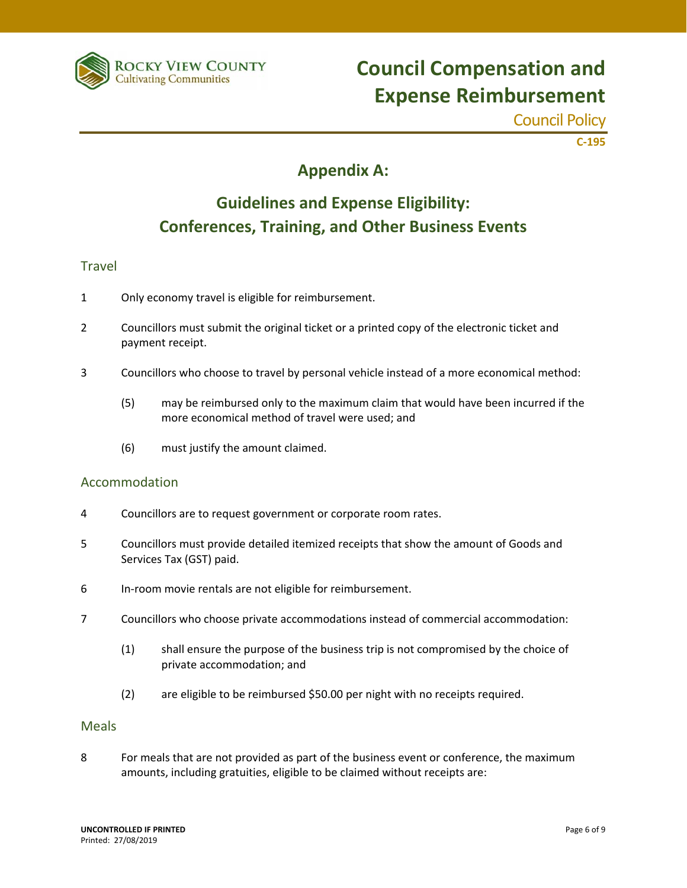## Appendix A:

## Guidelines and Expense Eligibility: Conferences, Training, and Other Business Events

### Travel

1 Only economy travel is eligible for reimbursement.

2 Councillors must submit the original ticket or a printed copy of the electronic ticket and payment receipt.

3 Councillors who choose to travel by personal vehicle instead of a more economical method:

  (5) may be reimbursed only to the maximum claim that would have been incurred if the more economical method of travel were used; and

  (6) must justify the amount claimed.

### Accommodation

4 Councillors are to request government or corporate room rates.

5 Councillors must provide detailed itemized receipts that show the amount of Goods and Services Tax (GST) paid.

6 In-room movie rentals are not eligible for reimbursement.

7 Councillors who choose private accommodations instead of commercial accommodation:

  (1) shall ensure the purpose of the business trip is not compromised by the choice of private accommodation; and

  (2) are eligible to be reimbursed $50.00 per night with no receipts required.

### Meals

8 For meals that are not provided as part of the business event or conference, the maximum amounts, including gratuities, eligible to be claimed without receipts are: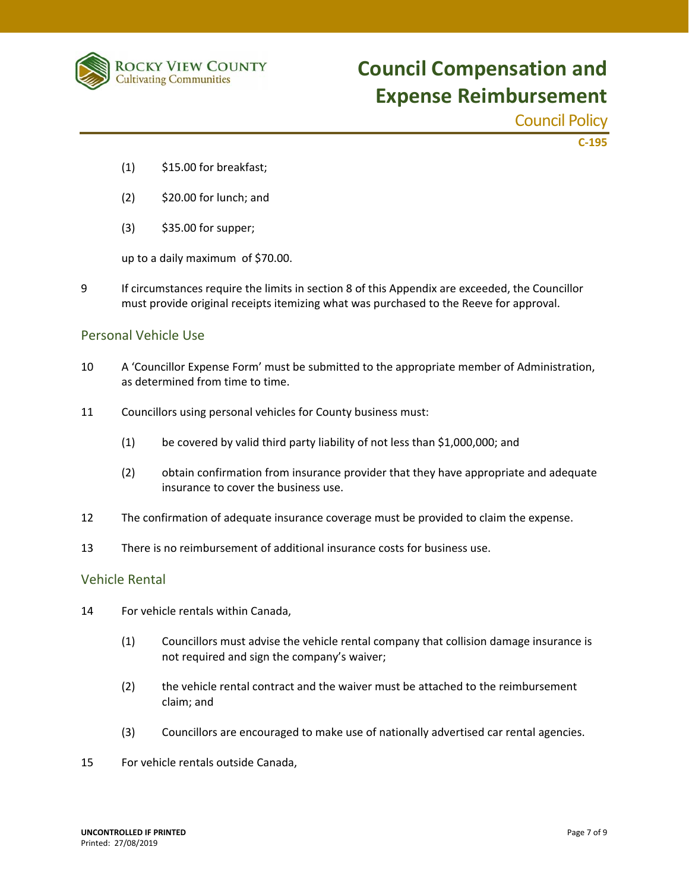(1) $15.00 for breakfast;

(2) $20.00 for lunch; and

(3) $35.00 for supper;

up to a daily maximum of $70.00.

9 If circumstances require the limits in section 8 of this Appendix are exceeded, the Councillor must provide original receipts itemizing what was purchased to the Reeve for approval.

## Personal Vehicle Use

10 A 'Councillor Expense Form' must be submitted to the appropriate member of Administration, as determined from time to time.

11 Councillors using personal vehicles for County business must:

(1) be covered by valid third party liability of not less than $1,000,000; and

(2) obtain confirmation from insurance provider that they have appropriate and adequate insurance to cover the business use.

12 The confirmation of adequate insurance coverage must be provided to claim the expense.

13 There is no reimbursement of additional insurance costs for business use.

## Vehicle Rental

14 For vehicle rentals within Canada,

(1) Councillors must advise the vehicle rental company that collision damage insurance is not required and sign the company's waiver;

(2) the vehicle rental contract and the waiver must be attached to the reimbursement claim; and

(3) Councillors are encouraged to make use of nationally advertised car rental agencies.

15 For vehicle rentals outside Canada,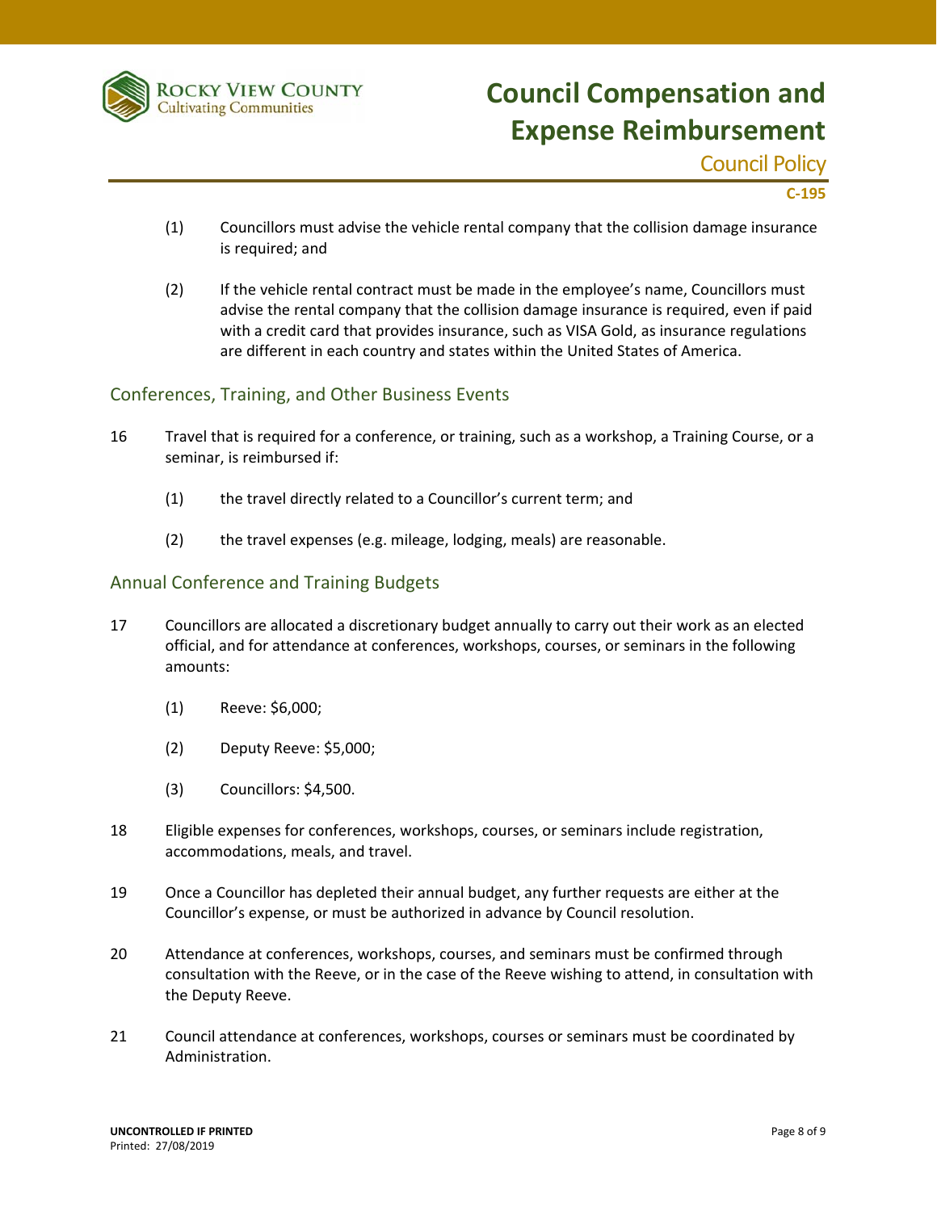(1) Councillors must advise the vehicle rental company that the collision damage insurance is required; and

(2) If the vehicle rental contract must be made in the employee's name, Councillors must advise the rental company that the collision damage insurance is required, even if paid with a credit card that provides insurance, such as VISA Gold, as insurance regulations are different in each country and states within the United States of America.

## Conferences, Training, and Other Business Events

16 Travel that is required for a conference, or training, such as a workshop, a Training Course, or a seminar, is reimbursed if:

(1) the travel directly related to a Councillor's current term; and

(2) the travel expenses (e.g. mileage, lodging, meals) are reasonable.

## Annual Conference and Training Budgets

17 Councillors are allocated a discretionary budget annually to carry out their work as an elected official, and for attendance at conferences, workshops, courses, or seminars in the following amounts:

(1) Reeve: $6,000;

(2) Deputy Reeve: $5,000;

(3) Councillors: $4,500.

18 Eligible expenses for conferences, workshops, courses, or seminars include registration, accommodations, meals, and travel.

19 Once a Councillor has depleted their annual budget, any further requests are either at the Councillor's expense, or must be authorized in advance by Council resolution.

20 Attendance at conferences, workshops, courses, and seminars must be confirmed through consultation with the Reeve, or in the case of the Reeve wishing to attend, in consultation with the Deputy Reeve.

21 Council attendance at conferences, workshops, courses or seminars must be coordinated by Administration.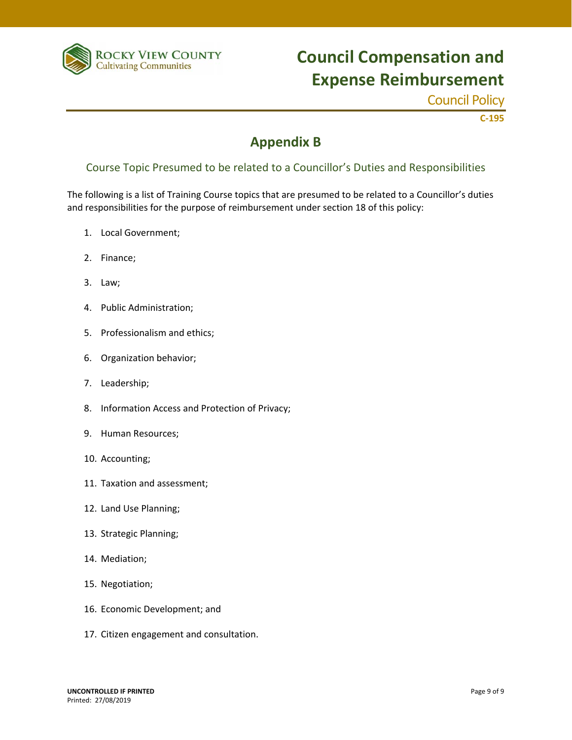## Appendix B

### Course Topic Presumed to be related to a Councillor's Duties and Responsibilities

The following is a list of Training Course topics that are presumed to be related to a Councillor's duties and responsibilities for the purpose of reimbursement under section 18 of this policy:

1. Local Government;
2. Finance;
3. Law;
4. Public Administration;
5. Professionalism and ethics;
6. Organization behavior;
7. Leadership;
8. Information Access and Protection of Privacy;
9. Human Resources;
10. Accounting;
11. Taxation and assessment;
12. Land Use Planning;
13. Strategic Planning;
14. Mediation;
15. Negotiation;
16. Economic Development; and
17. Citizen engagement and consultation.